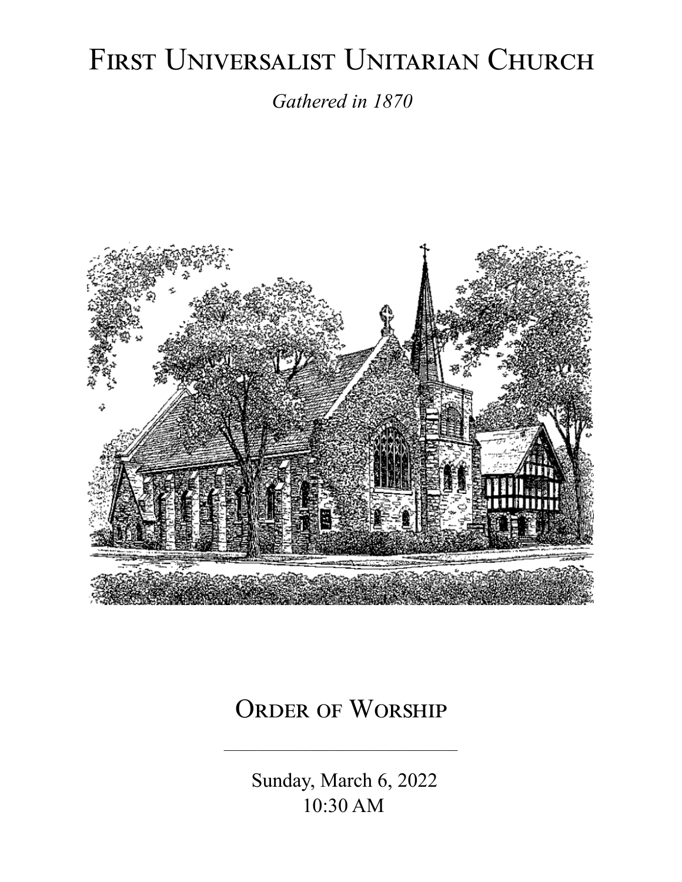# First Universalist Unitarian Church

*Gathered in 1870*

## Order of Worship

---

Sunday, March 6, 2022
10:30 AM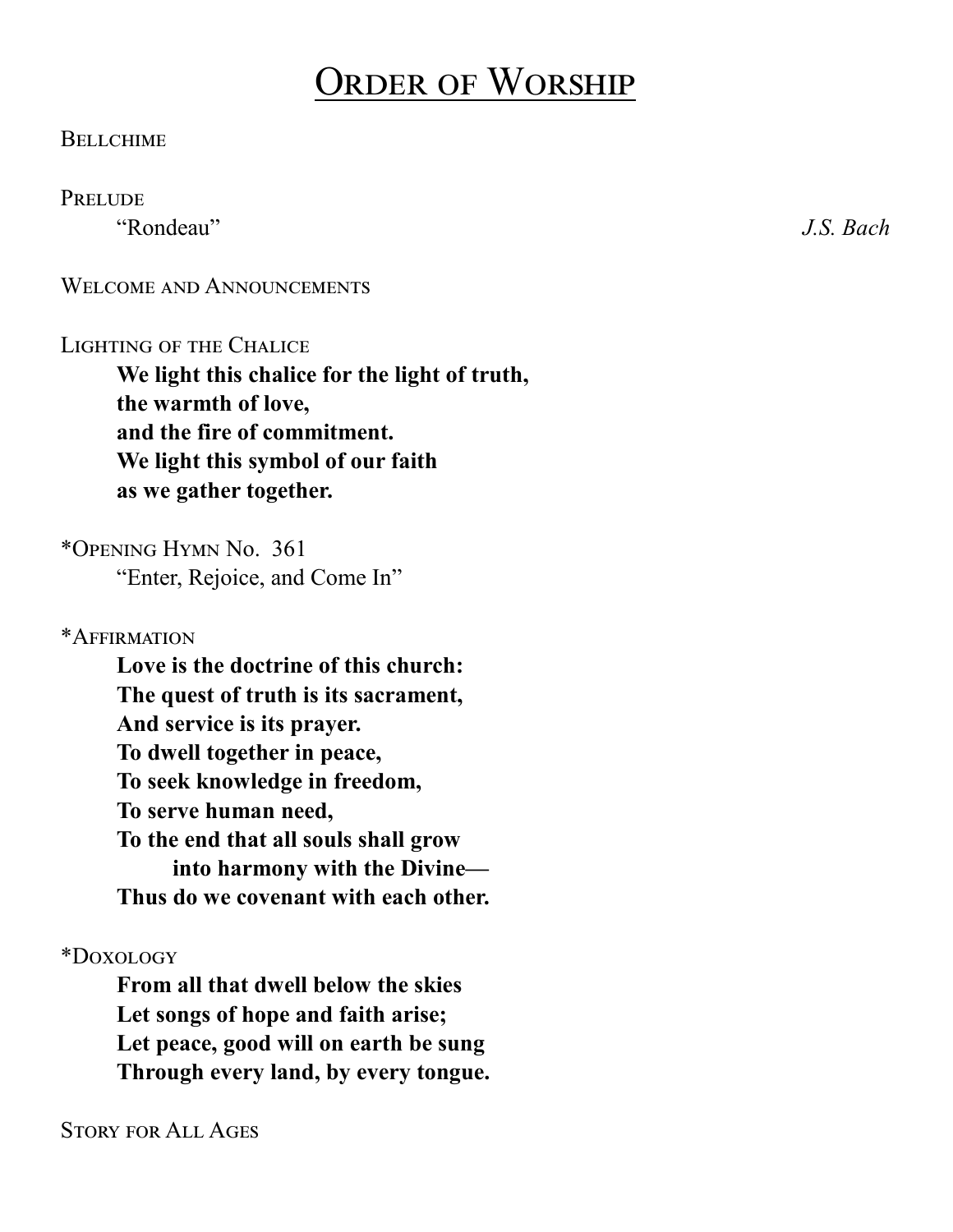# Order of Worship

Bellchime

Prelude

"Rondeau" *J.S. Bach*

Welcome and Announcements

Lighting of the Chalice

**We light this chalice for the light of truth,**
**the warmth of love,**
**and the fire of commitment.**
**We light this symbol of our faith**
**as we gather together.**

*Opening Hymn No. 361

"Enter, Rejoice, and Come In"

*Affirmation

**Love is the doctrine of this church:**
**The quest of truth is its sacrament,**
**And service is its prayer.**
**To dwell together in peace,**
**To seek knowledge in freedom,**
**To serve human need,**
**To the end that all souls shall grow**
**into harmony with the Divine—**
**Thus do we covenant with each other.**

*Doxology

**From all that dwell below the skies**
**Let songs of hope and faith arise;**
**Let peace, good will on earth be sung**
**Through every land, by every tongue.**

Story for All Ages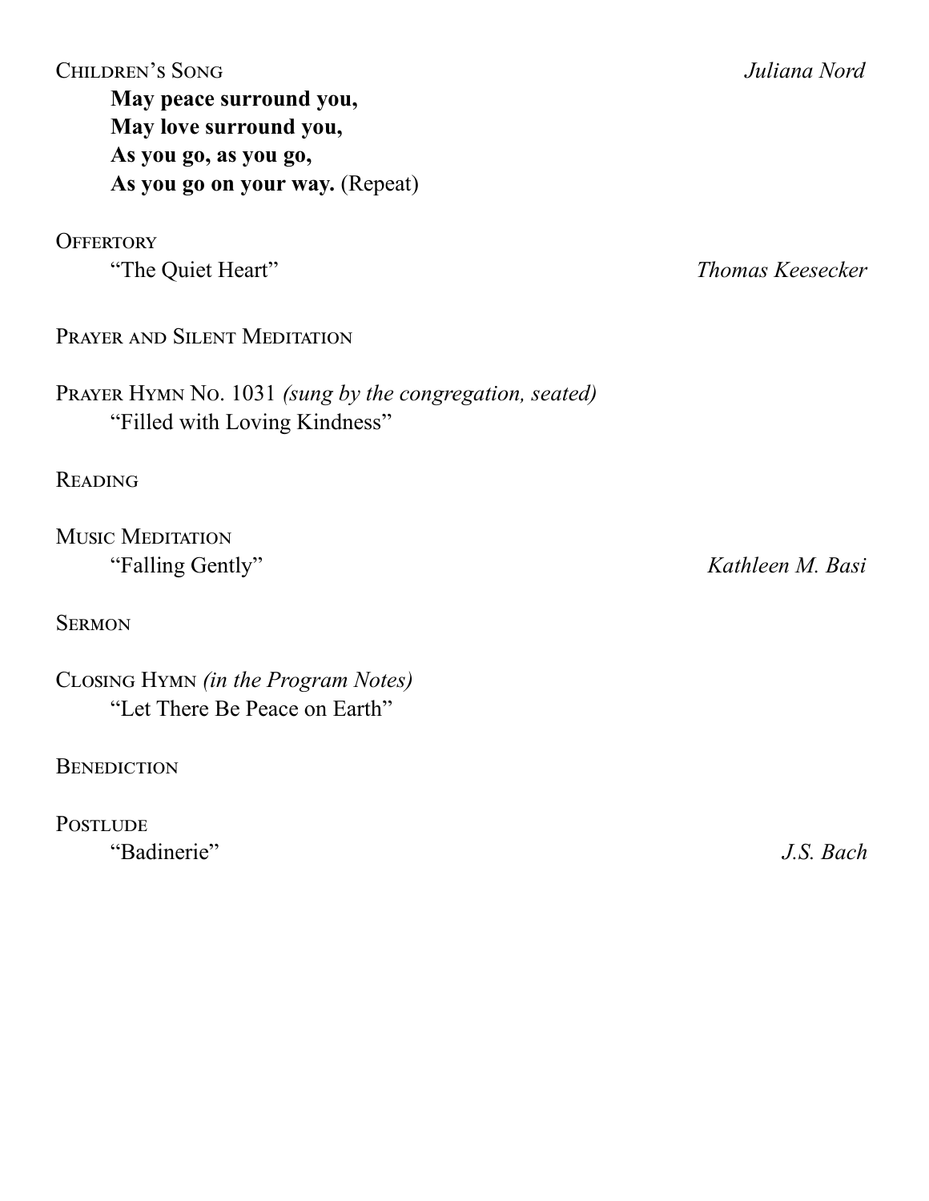Children's Song *Juliana Nord*

**May peace surround you,**
**May love surround you,**
**As you go, as you go,**
**As you go on your way.** (Repeat)

Offertory

"The Quiet Heart" *Thomas Keesecker*

Prayer and Silent Meditation

Prayer Hymn No. 1031 *(sung by the congregation, seated)*

"Filled with Loving Kindness"

Reading

Music Meditation

"Falling Gently" *Kathleen M. Basi*

Sermon

Closing Hymn *(in the Program Notes)*

"Let There Be Peace on Earth"

Benediction

Postlude

"Badinerie" *J.S. Bach*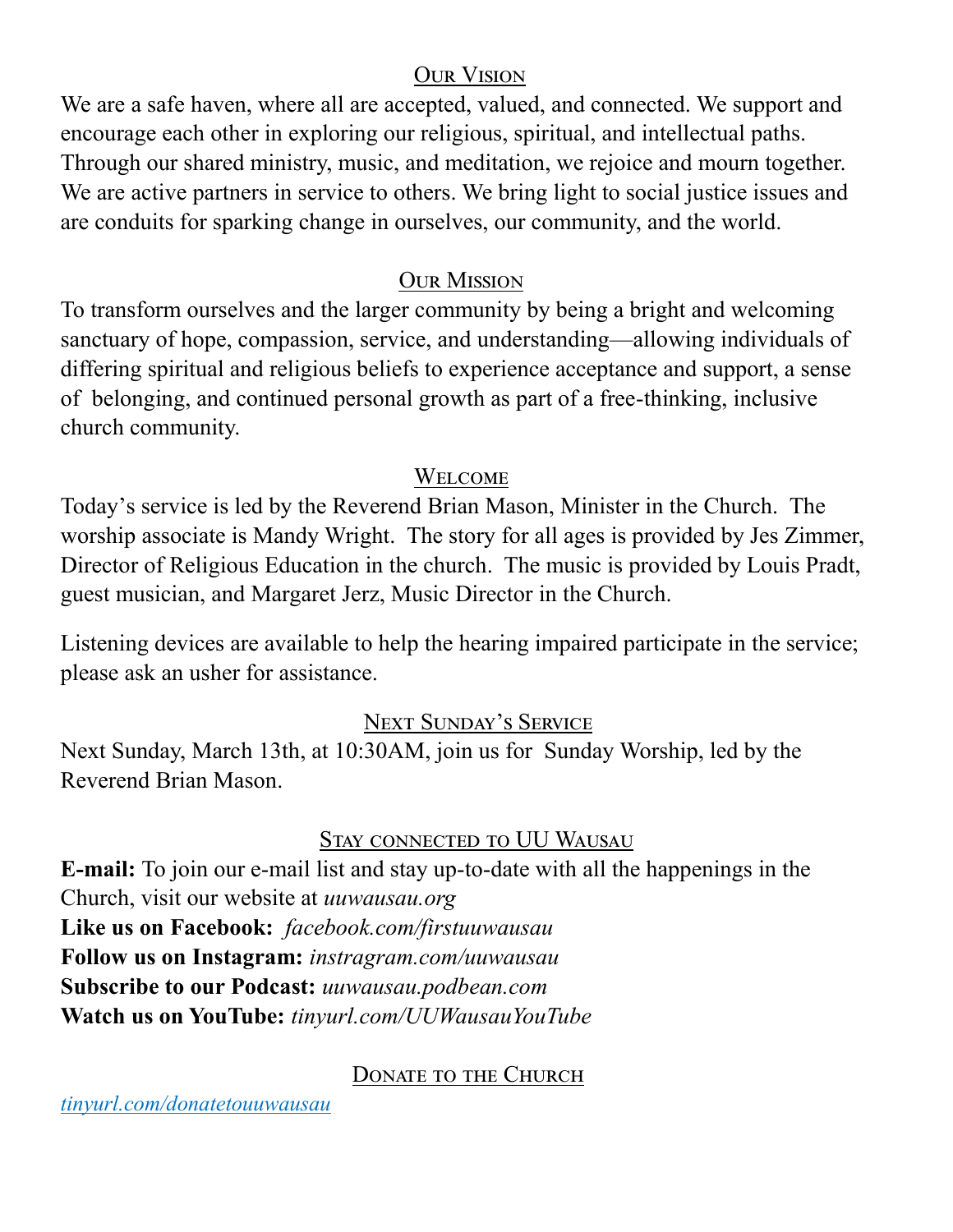## Our Vision

We are a safe haven, where all are accepted, valued, and connected. We support and encourage each other in exploring our religious, spiritual, and intellectual paths. Through our shared ministry, music, and meditation, we rejoice and mourn together. We are active partners in service to others. We bring light to social justice issues and are conduits for sparking change in ourselves, our community, and the world.

## Our Mission

To transform ourselves and the larger community by being a bright and welcoming sanctuary of hope, compassion, service, and understanding—allowing individuals of differing spiritual and religious beliefs to experience acceptance and support, a sense of belonging, and continued personal growth as part of a free-thinking, inclusive church community.

## Welcome

Today's service is led by the Reverend Brian Mason, Minister in the Church. The worship associate is Mandy Wright. The story for all ages is provided by Jes Zimmer, Director of Religious Education in the church. The music is provided by Louis Pradt, guest musician, and Margaret Jerz, Music Director in the Church.

Listening devices are available to help the hearing impaired participate in the service; please ask an usher for assistance.

## Next Sunday's Service

Next Sunday, March 13th, at 10:30AM, join us for Sunday Worship, led by the Reverend Brian Mason.

## Stay connected to UU Wausau

**E-mail:** To join our e-mail list and stay up-to-date with all the happenings in the Church, visit our website at *uuwausau.org*
**Like us on Facebook:** *facebook.com/firstuuwausau*
**Follow us on Instagram:** *instragram.com/uuwausau*
**Subscribe to our Podcast:** *uuwausau.podbean.com*
**Watch us on YouTube:** *tinyurl.com/UUWausauYouTube*

## Donate to the Church

*tinyurl.com/donatetouuwausau*